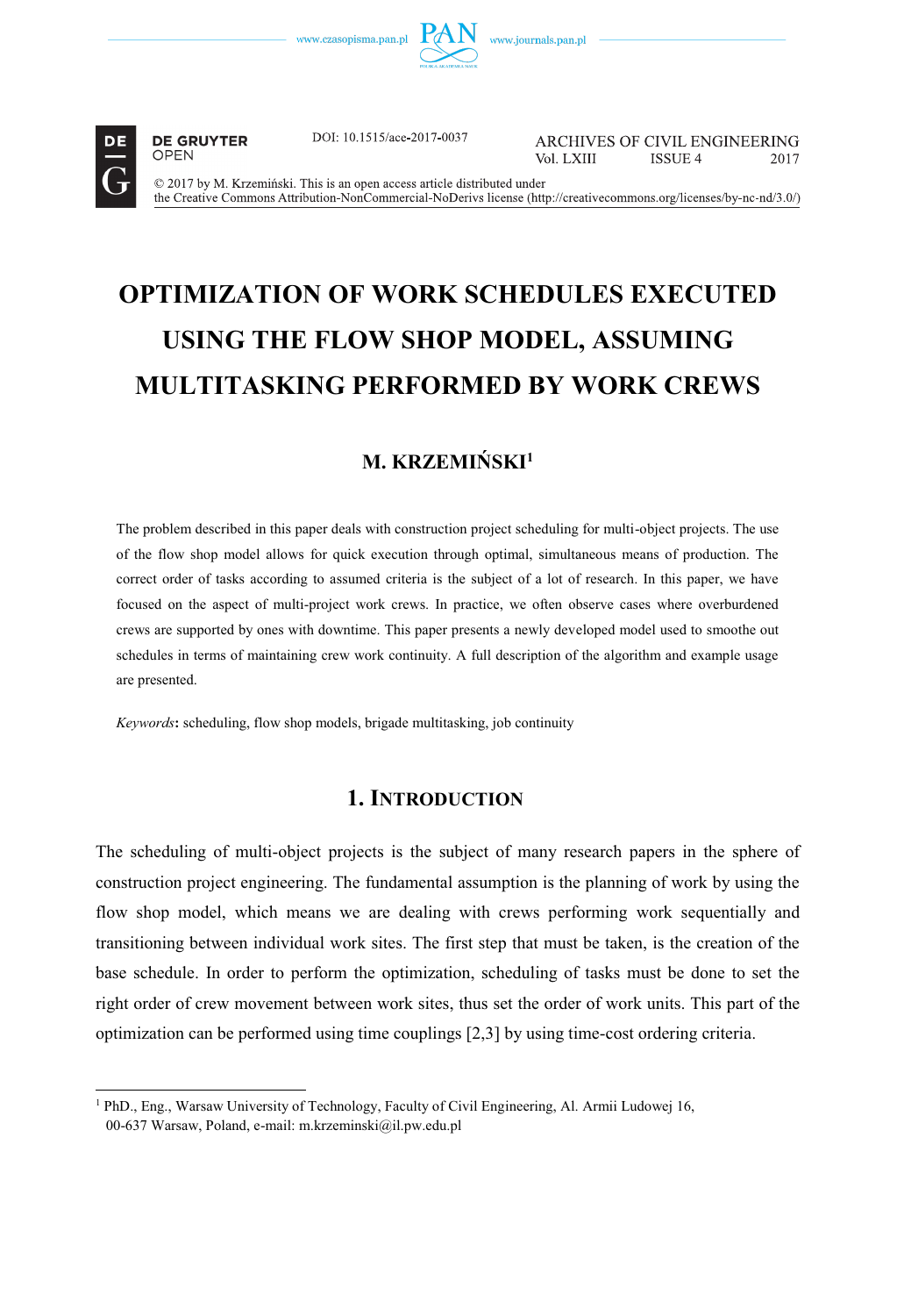DOI: 10.1515/ace-2017-0037

ARCHIVES OF CIVIL ENGINEERING
Vol. LXIII ISSUE 4 2017

© 2017 by M. Krzemiński. This is an open access article distributed under
the Creative Commons Attribution-NonCommercial-NoDerivs license (http://creativecommons.org/licenses/by-nc-nd/3.0/)

# OPTIMIZATION OF WORK SCHEDULES EXECUTED USING THE FLOW SHOP MODEL, ASSUMING MULTITASKING PERFORMED BY WORK CREWS

## M. KRZEMIŃSKI[1]

The problem described in this paper deals with construction project scheduling for multi-object projects. The use of the flow shop model allows for quick execution through optimal, simultaneous means of production. The correct order of tasks according to assumed criteria is the subject of a lot of research. In this paper, we have focused on the aspect of multi-project work crews. In practice, we often observe cases where overburdened crews are supported by ones with downtime. This paper presents a newly developed model used to smoothe out schedules in terms of maintaining crew work continuity. A full description of the algorithm and example usage are presented.

*Keywords*: scheduling, flow shop models, brigade multitasking, job continuity

## 1. Introduction

The scheduling of multi-object projects is the subject of many research papers in the sphere of construction project engineering. The fundamental assumption is the planning of work by using the flow shop model, which means we are dealing with crews performing work sequentially and transitioning between individual work sites. The first step that must be taken, is the creation of the base schedule. In order to perform the optimization, scheduling of tasks must be done to set the right order of crew movement between work sites, thus set the order of work units. This part of the optimization can be performed using time couplings [2,3] by using time-cost ordering criteria.

[1] PhD., Eng., Warsaw University of Technology, Faculty of Civil Engineering, Al. Armii Ludowej 16, 00-637 Warsaw, Poland, e-mail: m.krzeminski@il.pw.edu.pl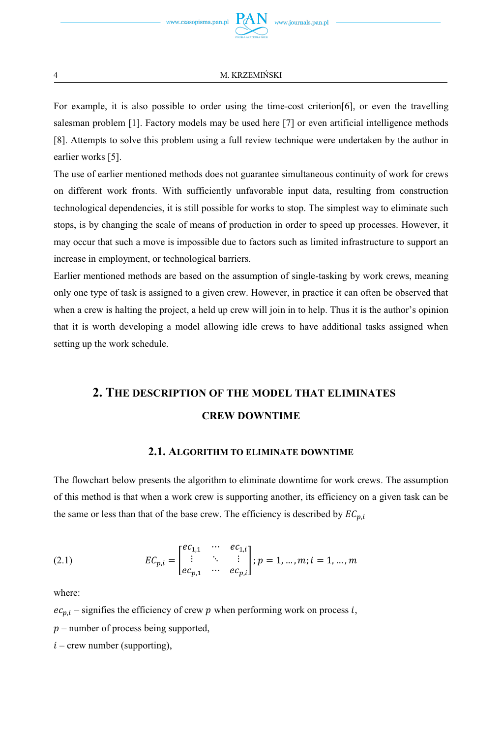For example, it is also possible to order using the time-cost criterion[6], or even the travelling salesman problem [1]. Factory models may be used here [7] or even artificial intelligence methods [8]. Attempts to solve this problem using a full review technique were undertaken by the author in earlier works [5].

The use of earlier mentioned methods does not guarantee simultaneous continuity of work for crews on different work fronts. With sufficiently unfavorable input data, resulting from construction technological dependencies, it is still possible for works to stop. The simplest way to eliminate such stops, is by changing the scale of means of production in order to speed up processes. However, it may occur that such a move is impossible due to factors such as limited infrastructure to support an increase in employment, or technological barriers.

Earlier mentioned methods are based on the assumption of single-tasking by work crews, meaning only one type of task is assigned to a given crew. However, in practice it can often be observed that when a crew is halting the project, a held up crew will join in to help. Thus it is the author's opinion that it is worth developing a model allowing idle crews to have additional tasks assigned when setting up the work schedule.

## 2. THE DESCRIPTION OF THE MODEL THAT ELIMINATES CREW DOWNTIME

### 2.1. ALGORITHM TO ELIMINATE DOWNTIME

The flowchart below presents the algorithm to eliminate downtime for work crews. The assumption of this method is that when a work crew is supporting another, its efficiency on a given task can be the same or less than that of the base crew. The efficiency is described by $EC_{p,i}$

$$EC_{p,i} = \begin{bmatrix} ec_{1,1} & \cdots & ec_{1,i} \\ \vdots & \ddots & \vdots \\ ec_{p,1} & \cdots & ec_{p,i} \end{bmatrix}; p = 1, \ldots, m; i = 1, \ldots, m \tag{2.1}$$

where:

$ec_{p,i}$ – signifies the efficiency of crew $p$ when performing work on process $i$,

$p$ – number of process being supported,

$i$ – crew number (supporting),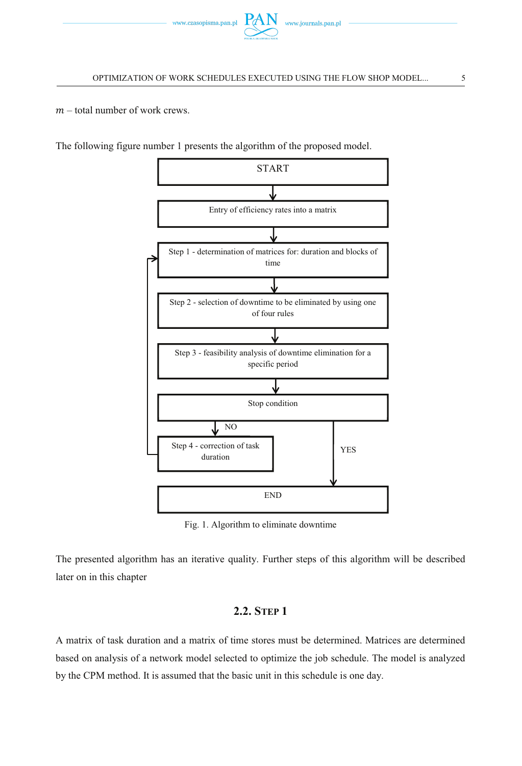$m$ – total number of work crews.

The following figure number 1 presents the algorithm of the proposed model.

START

Entry of efficiency rates into a matrix

Step 1 - determination of matrices for: duration and blocks of time

Step 2 - selection of downtime to be eliminated by using one of four rules

Step 3 - feasibility analysis of downtime elimination for a specific period

Stop condition

NO

Step 4 - correction of task duration

YES

END

Fig. 1. Algorithm to eliminate downtime

The presented algorithm has an iterative quality. Further steps of this algorithm will be described later on in this chapter

## 2.2. Step 1

A matrix of task duration and a matrix of time stores must be determined. Matrices are determined based on analysis of a network model selected to optimize the job schedule. The model is analyzed by the CPM method. It is assumed that the basic unit in this schedule is one day.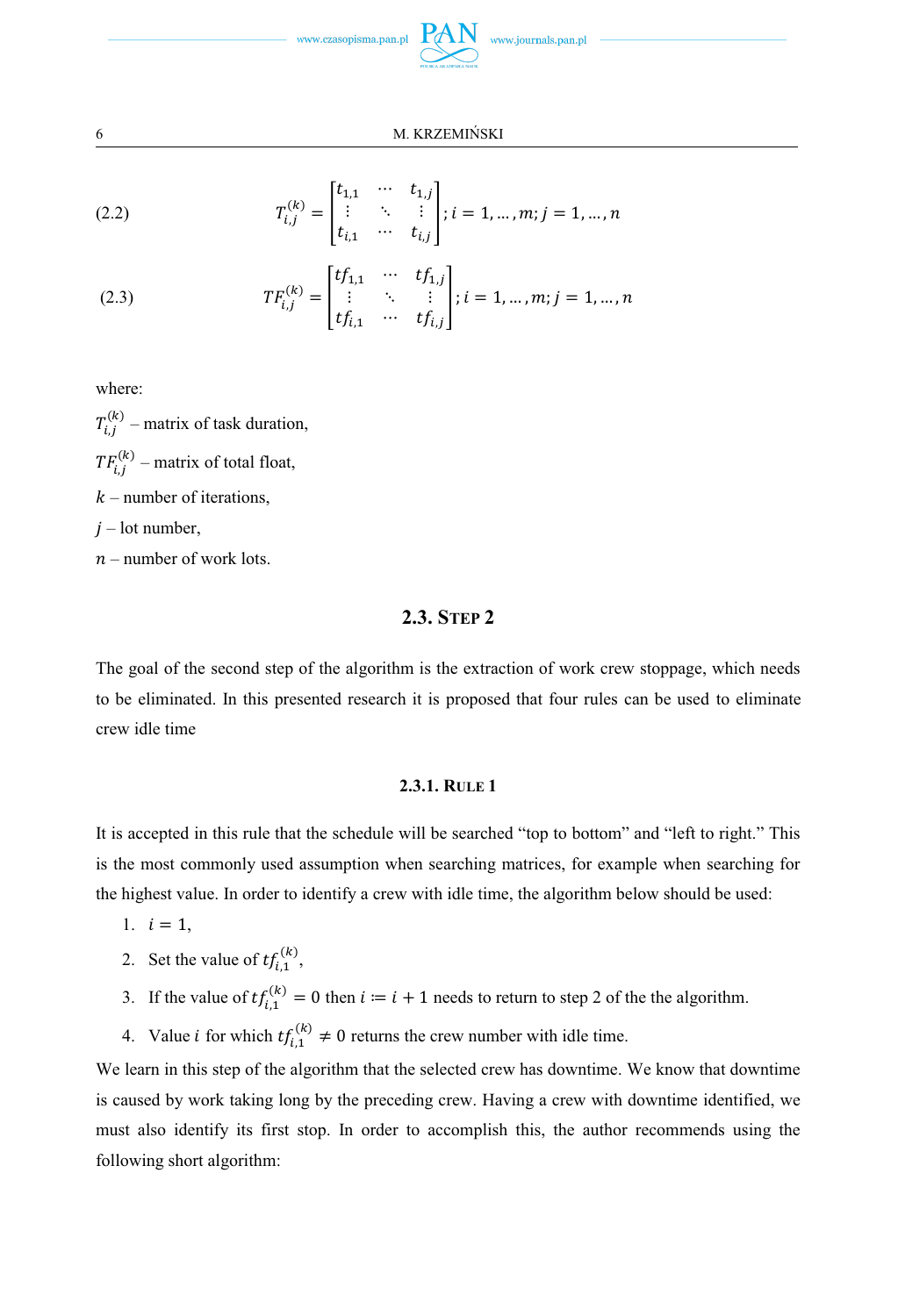$$T_{i,j}^{(k)} = \begin{bmatrix} t_{1,1} & \cdots & t_{1,j} \\ \vdots & \ddots & \vdots \\ t_{i,1} & \cdots & t_{i,j} \end{bmatrix}; i = 1, \ldots, m; j = 1, \ldots, n \tag{2.2}$$

$$TF_{i,j}^{(k)} = \begin{bmatrix} tf_{1,1} & \cdots & tf_{1,j} \\ \vdots & \ddots & \vdots \\ tf_{i,1} & \cdots & tf_{i,j} \end{bmatrix}; i = 1, \ldots, m; j = 1, \ldots, n \tag{2.3}$$

where:

$T_{i,j}^{(k)}$ – matrix of task duration,

$TF_{i,j}^{(k)}$ – matrix of total float,

$k$ – number of iterations,

$j$ – lot number,

$n$ – number of work lots.

## 2.3. Step 2

The goal of the second step of the algorithm is the extraction of work crew stoppage, which needs to be eliminated. In this presented research it is proposed that four rules can be used to eliminate crew idle time

### 2.3.1. Rule 1

It is accepted in this rule that the schedule will be searched "top to bottom" and "left to right." This is the most commonly used assumption when searching matrices, for example when searching for the highest value. In order to identify a crew with idle time, the algorithm below should be used:

1. $i = 1$,
2. Set the value of $tf_{i,1}^{(k)}$,
3. If the value of $tf_{i,1}^{(k)} = 0$ then $i \coloneqq i + 1$ needs to return to step 2 of the the algorithm.
4. Value $i$ for which $tf_{i,1}^{(k)} \neq 0$ returns the crew number with idle time.

We learn in this step of the algorithm that the selected crew has downtime. We know that downtime is caused by work taking long by the preceding crew. Having a crew with downtime identified, we must also identify its first stop. In order to accomplish this, the author recommends using the following short algorithm: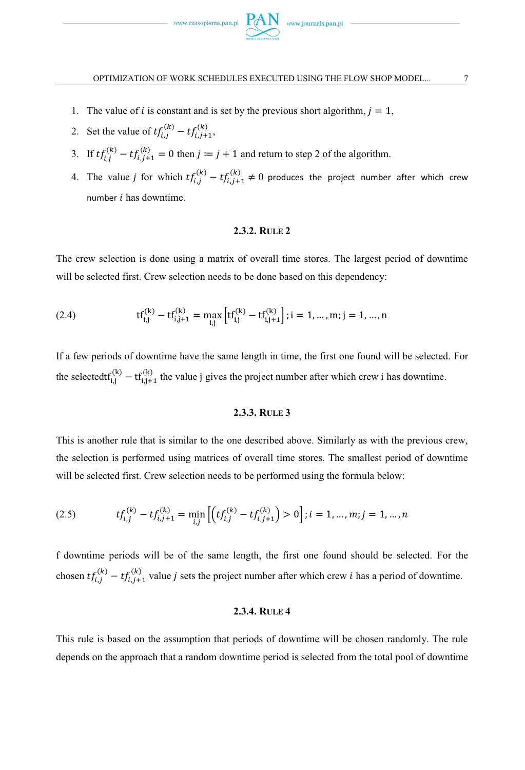1. The value of $i$ is constant and is set by the previous short algorithm, $j = 1$,
2. Set the value of $tf_{i,j}^{(k)} - tf_{i,j+1}^{(k)}$,
3. If $tf_{i,j}^{(k)} - tf_{i,j+1}^{(k)} = 0$ then $j := j + 1$ and return to step 2 of the algorithm.
4. The value $j$ for which $tf_{i,j}^{(k)} - tf_{i,j+1}^{(k)} \neq 0$ produces the project number after which crew number $i$ has downtime.

### 2.3.2. Rule 2

The crew selection is done using a matrix of overall time stores. The largest period of downtime will be selected first. Crew selection needs to be done based on this dependency:

$$\mathrm{tf}_{i,j}^{(k)} - \mathrm{tf}_{i,j+1}^{(k)} = \max_{i,j}\left[\mathrm{tf}_{i,j}^{(k)} - \mathrm{tf}_{i,j+1}^{(k)}\right]; i = 1, \ldots, m; j = 1, \ldots, n \tag{2.4}$$

If a few periods of downtime have the same length in time, the first one found will be selected. For the selected$\mathrm{tf}_{i,j}^{(k)} - \mathrm{tf}_{i,j+1}^{(k)}$ the value j gives the project number after which crew i has downtime.

### 2.3.3. Rule 3

This is another rule that is similar to the one described above. Similarly as with the previous crew, the selection is performed using matrices of overall time stores. The smallest period of downtime will be selected first. Crew selection needs to be performed using the formula below:

$$tf_{i,j}^{(k)} - tf_{i,j+1}^{(k)} = \min_{i,j}\left[\left(tf_{i,j}^{(k)} - tf_{i,j+1}^{(k)}\right) > 0\right]; i = 1, \ldots, m; j = 1, \ldots, n \tag{2.5}$$

f downtime periods will be of the same length, the first one found should be selected. For the chosen $tf_{i,j}^{(k)} - tf_{i,j+1}^{(k)}$ value $j$ sets the project number after which crew $i$ has a period of downtime.

### 2.3.4. Rule 4

This rule is based on the assumption that periods of downtime will be chosen randomly. The rule depends on the approach that a random downtime period is selected from the total pool of downtime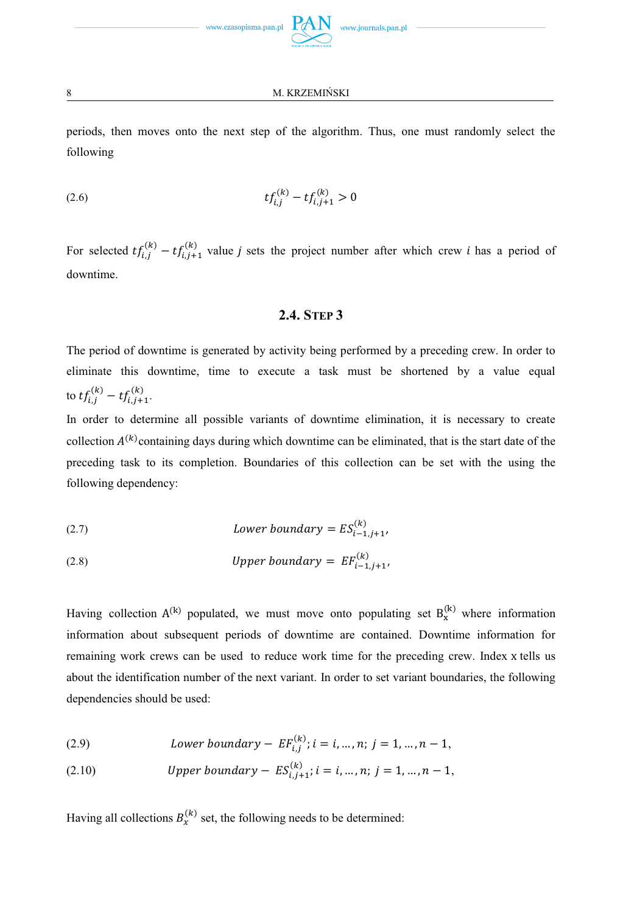periods, then moves onto the next step of the algorithm. Thus, one must randomly select the following

$$tf_{i,j}^{(k)} - tf_{i,j+1}^{(k)} > 0 \tag{2.6}$$

For selected $tf_{i,j}^{(k)} - tf_{i,j+1}^{(k)}$ value $j$ sets the project number after which crew $i$ has a period of downtime.

### 2.4. Step 3

The period of downtime is generated by activity being performed by a preceding crew. In order to eliminate this downtime, time to execute a task must be shortened by a value equal to $tf_{i,j}^{(k)} - tf_{i,j+1}^{(k)}$.

In order to determine all possible variants of downtime elimination, it is necessary to create collection $A^{(k)}$ containing days during which downtime can be eliminated, that is the start date of the preceding task to its completion. Boundaries of this collection can be set with the using the following dependency:

$$Lower\ boundary = ES_{i-1,j+1}^{(k)}, \tag{2.7}$$

$$Upper\ boundary = EF_{i-1,j+1}^{(k)}, \tag{2.8}$$

Having collection $A^{(k)}$ populated, we must move onto populating set $B_x^{(k)}$ where information information about subsequent periods of downtime are contained. Downtime information for remaining work crews can be used to reduce work time for the preceding crew. Index x tells us about the identification number of the next variant. In order to set variant boundaries, the following dependencies should be used:

$$Lower\ boundary - EF_{i,j}^{(k)};\ i = i, \ldots, n;\ j = 1, \ldots, n-1, \tag{2.9}$$

$$Upper\ boundary - ES_{i,j+1}^{(k)};\ i = i, \ldots, n;\ j = 1, \ldots, n-1, \tag{2.10}$$

Having all collections $B_x^{(k)}$ set, the following needs to be determined: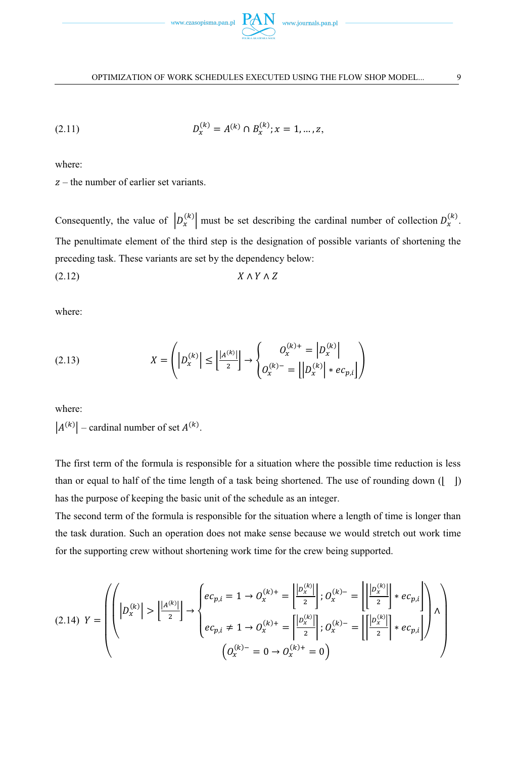$$D_x^{(k)} = A^{(k)} \cap B_x^{(k)}; x = 1, \ldots, z, \tag{2.11}$$

where:

$z$ – the number of earlier set variants.

Consequently, the value of $\left|D_x^{(k)}\right|$ must be set describing the cardinal number of collection $D_x^{(k)}$. The penultimate element of the third step is the designation of possible variants of shortening the preceding task. These variants are set by the dependency below:

$$X \wedge Y \wedge Z \tag{2.12}$$

where:

$$X = \left( \left|D_x^{(k)}\right| \leq \left\lfloor \frac{\left|A^{(k)}\right|}{2} \right\rfloor \rightarrow \begin{cases} O_x^{(k)+} = \left|D_x^{(k)}\right| \\ O_x^{(k)-} = \left\lfloor \left|D_x^{(k)}\right| * ec_{p,i} \right\rfloor \end{cases} \right) \tag{2.13}$$

where:

$\left|A^{(k)}\right|$ – cardinal number of set $A^{(k)}$.

The first term of the formula is responsible for a situation where the possible time reduction is less than or equal to half of the time length of a task being shortened. The use of rounding down ($\lfloor \quad \rfloor$) has the purpose of keeping the basic unit of the schedule as an integer.

The second term of the formula is responsible for the situation where a length of time is longer than the task duration. Such an operation does not make sense because we would stretch out work time for the supporting crew without shortening work time for the crew being supported.

$$Y = \left( \begin{gathered} \left( \left|D_x^{(k)}\right| > \left\lfloor \frac{\left|A^{(k)}\right|}{2} \right\rfloor \rightarrow \begin{cases} ec_{p,i} = 1 \rightarrow O_x^{(k)+} = \left\lfloor \frac{\left|D_x^{(k)}\right|}{2} \right\rfloor ; O_x^{(k)-} = \left\lfloor \left\lfloor \frac{\left|D_x^{(k)}\right|}{2} \right\rfloor * ec_{p,i} \right\rfloor \\ ec_{p,i} \neq 1 \rightarrow O_x^{(k)+} = \left\lceil \frac{\left|D_x^{(k)}\right|}{2} \right\rceil ; O_x^{(k)-} = \left\lfloor \left\lceil \frac{\left|D_x^{(k)}\right|}{2} \right\rceil * ec_{p,i} \right\rfloor \end{cases} \right) \wedge \\ \left( O_x^{(k)-} = 0 \rightarrow O_x^{(k)+} = 0 \right) \end{gathered} \right) \tag{2.14}$$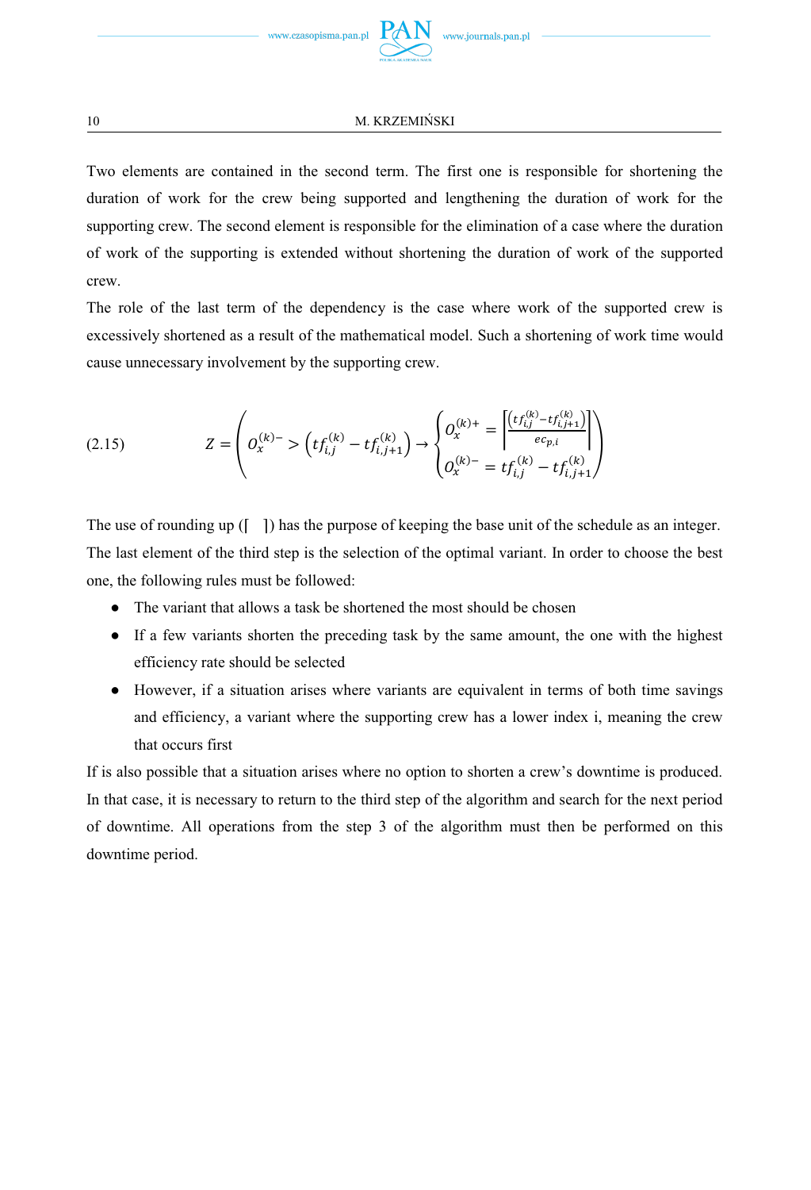Two elements are contained in the second term. The first one is responsible for shortening the duration of work for the crew being supported and lengthening the duration of work for the supporting crew. The second element is responsible for the elimination of a case where the duration of work of the supporting is extended without shortening the duration of work of the supported crew.

The role of the last term of the dependency is the case where work of the supported crew is excessively shortened as a result of the mathematical model. Such a shortening of work time would cause unnecessary involvement by the supporting crew.

$$Z = \left( O_x^{(k)-} > \left( tf_{i,j}^{(k)} - tf_{i,j+1}^{(k)} \right) \rightarrow \begin{cases} O_x^{(k)+} = \left\lceil \frac{\left( tf_{i,j}^{(k)} - tf_{i,j+1}^{(k)} \right)}{ec_{p,i}} \right\rceil \\ O_x^{(k)-} = tf_{i,j}^{(k)} - tf_{i,j+1}^{(k)} \end{cases} \right) \tag{2.15}$$

The use of rounding up (⌈ ⌉) has the purpose of keeping the base unit of the schedule as an integer.

The last element of the third step is the selection of the optimal variant. In order to choose the best one, the following rules must be followed:

- The variant that allows a task be shortened the most should be chosen
- If a few variants shorten the preceding task by the same amount, the one with the highest efficiency rate should be selected
- However, if a situation arises where variants are equivalent in terms of both time savings and efficiency, a variant where the supporting crew has a lower index i, meaning the crew that occurs first

If is also possible that a situation arises where no option to shorten a crew's downtime is produced. In that case, it is necessary to return to the third step of the algorithm and search for the next period of downtime. All operations from the step 3 of the algorithm must then be performed on this downtime period.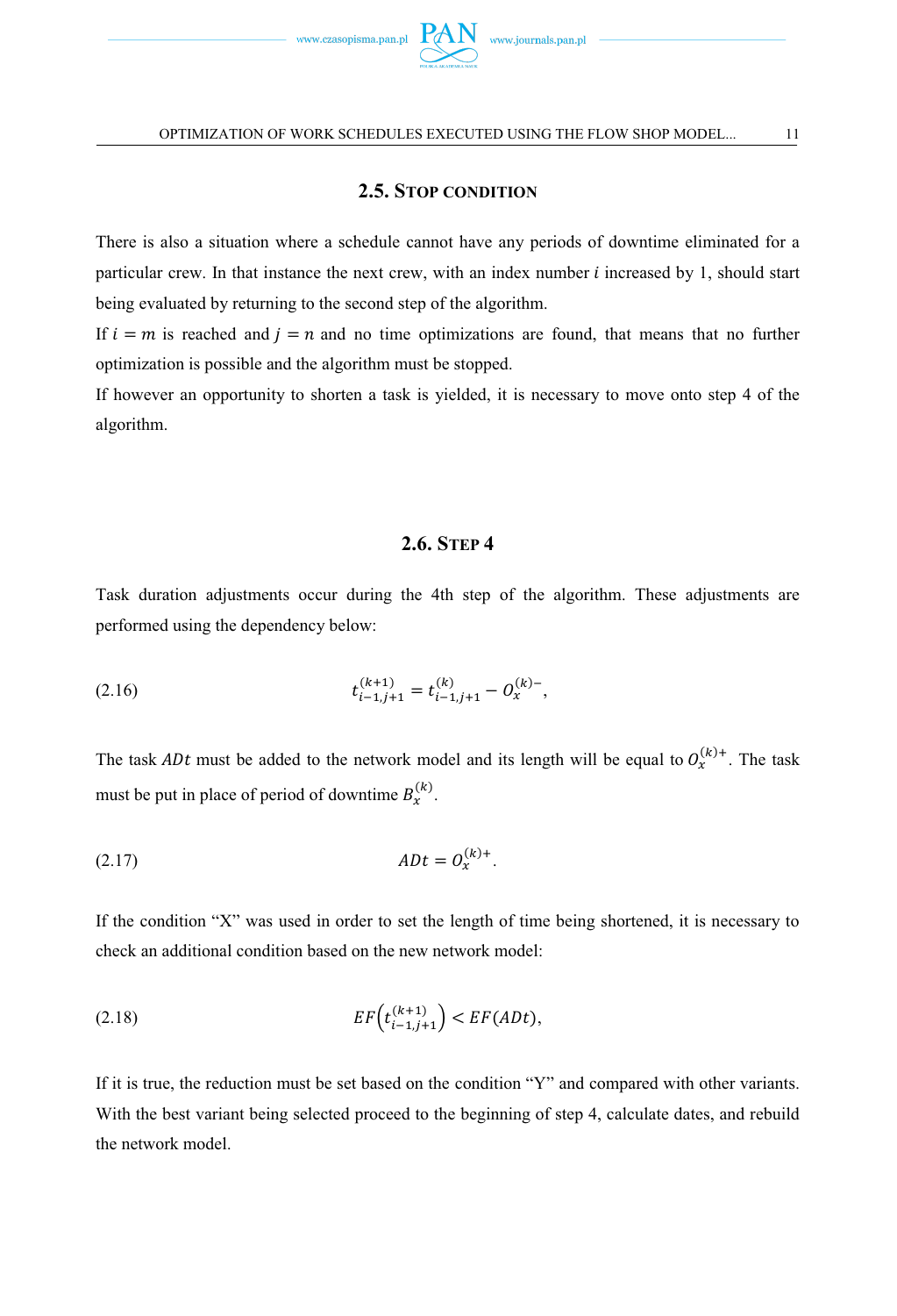### 2.5. Stop condition

There is also a situation where a schedule cannot have any periods of downtime eliminated for a particular crew. In that instance the next crew, with an index number $i$ increased by 1, should start being evaluated by returning to the second step of the algorithm.

If $i = m$ is reached and $j = n$ and no time optimizations are found, that means that no further optimization is possible and the algorithm must be stopped.

If however an opportunity to shorten a task is yielded, it is necessary to move onto step 4 of the algorithm.

### 2.6. Step 4

Task duration adjustments occur during the 4th step of the algorithm. These adjustments are performed using the dependency below:

$$t_{i-1,j+1}^{(k+1)} = t_{i-1,j+1}^{(k)} - O_x^{(k)-}, \tag{2.16}$$

The task $ADt$ must be added to the network model and its length will be equal to $O_x^{(k)+}$. The task must be put in place of period of downtime $B_x^{(k)}$.

$$ADt = O_x^{(k)+}. \tag{2.17}$$

If the condition "X" was used in order to set the length of time being shortened, it is necessary to check an additional condition based on the new network model:

$$EF\left(t_{i-1,j+1}^{(k+1)}\right) < EF(ADt), \tag{2.18}$$

If it is true, the reduction must be set based on the condition "Y" and compared with other variants. With the best variant being selected proceed to the beginning of step 4, calculate dates, and rebuild the network model.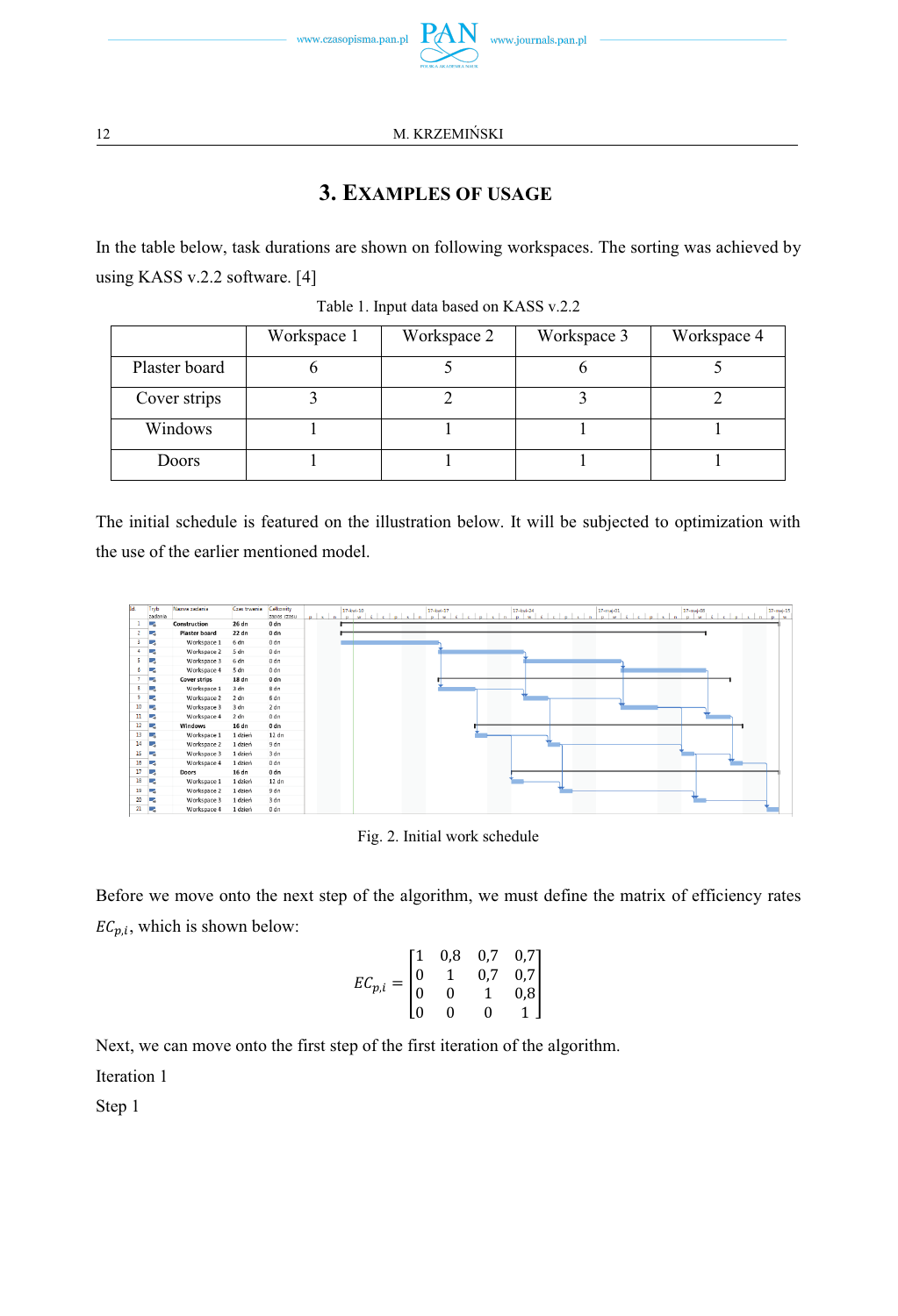## 3. Examples of usage

In the table below, task durations are shown on following workspaces. The sorting was achieved by using KASS v.2.2 software. [4]

Table 1. Input data based on KASS v.2.2

| | Workspace 1 | Workspace 2 | Workspace 3 | Workspace 4 |
|---|---|---|---|---|
| Plaster board | 6 | 5 | 6 | 5 |
| Cover strips | 3 | 2 | 3 | 2 |
| Windows | 1 | 1 | 1 | 1 |
| Doors | 1 | 1 | 1 | 1 |

The initial schedule is featured on the illustration below. It will be subjected to optimization with the use of the earlier mentioned model.

Fig. 2. Initial work schedule

Before we move onto the next step of the algorithm, we must define the matrix of efficiency rates $EC_{p,i}$, which is shown below:

$$EC_{p,i} = \begin{bmatrix} 1 & 0{,}8 & 0{,}7 & 0{,}7 \\ 0 & 1 & 0{,}7 & 0{,}7 \\ 0 & 0 & 1 & 0{,}8 \\ 0 & 0 & 0 & 1 \end{bmatrix}$$

Next, we can move onto the first step of the first iteration of the algorithm.

Iteration 1

Step 1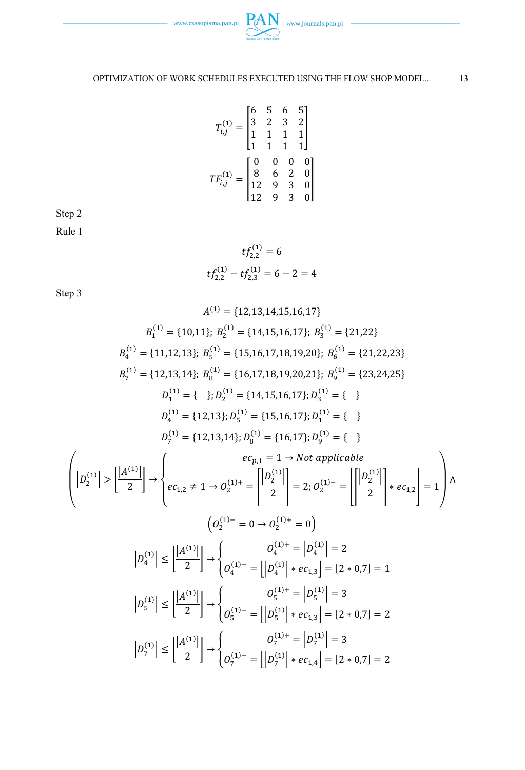$$T_{i,j}^{(1)} = \begin{bmatrix} 6 & 5 & 6 & 5 \\ 3 & 2 & 3 & 2 \\ 1 & 1 & 1 & 1 \\ 1 & 1 & 1 & 1 \end{bmatrix}$$

$$TF_{i,j}^{(1)} = \begin{bmatrix} 0 & 0 & 0 & 0 \\ 8 & 6 & 2 & 0 \\ 12 & 9 & 3 & 0 \\ 12 & 9 & 3 & 0 \end{bmatrix}$$

Step 2

Rule 1

$$tf_{2,2}^{(1)} = 6$$

$$tf_{2,2}^{(1)} - tf_{2,3}^{(1)} = 6 - 2 = 4$$

Step 3

$$A^{(1)} = \{12,13,14,15,16,17\}$$

$$B_1^{(1)} = \{10,11\};\ B_2^{(1)} = \{14,15,16,17\};\ B_3^{(1)} = \{21,22\}$$

$$B_4^{(1)} = \{11,12,13\};\ B_5^{(1)} = \{15,16,17,18,19,20\};\ B_6^{(1)} = \{21,22,23\}$$

$$B_7^{(1)} = \{12,13,14\};\ B_8^{(1)} = \{16,17,18,19,20,21\};\ B_9^{(1)} = \{23,24,25\}$$

$$D_1^{(1)} = \{\ \ \};\ D_2^{(1)} = \{14,15,16,17\};\ D_3^{(1)} = \{\ \ \}$$

$$D_4^{(1)} = \{12,13\};\ D_5^{(1)} = \{15,16,17\};\ D_1^{(1)} = \{\ \ \}$$

$$D_7^{(1)} = \{12,13,14\};\ D_8^{(1)} = \{16,17\};\ D_9^{(1)} = \{\ \ \}$$

$$\left( \left|D_2^{(1)}\right| > \left\lceil \frac{\left|A^{(1)}\right|}{2} \right\rceil \rightarrow \begin{cases} ec_{p,1} = 1 \rightarrow Not\ applicable \\ ec_{1,2} \neq 1 \rightarrow O_2^{(1)+} = \left\lceil \frac{\left|D_2^{(1)}\right|}{2} \right\rceil = 2;\ O_2^{(1)-} = \left\lfloor \left\lceil \frac{\left|D_2^{(1)}\right|}{2} \right\rceil * ec_{1,2} \right\rfloor = 1 \end{cases} \right) \wedge$$

$$\left( O_2^{(1)-} = 0 \rightarrow O_2^{(1)+} = 0 \right)$$

$$\left|D_4^{(1)}\right| \leq \left\lceil \frac{\left|A^{(1)}\right|}{2} \right\rceil \rightarrow \begin{cases} O_4^{(1)+} = \left|D_4^{(1)}\right| = 2 \\ O_4^{(1)-} = \left\lfloor \left|D_4^{(1)}\right| * ec_{1,3} \right\rfloor = \lfloor 2 * 0{,}7 \rfloor = 1 \end{cases}$$

$$\left|D_5^{(1)}\right| \leq \left\lceil \frac{\left|A^{(1)}\right|}{2} \right\rceil \rightarrow \begin{cases} O_5^{(1)+} = \left|D_5^{(1)}\right| = 3 \\ O_5^{(1)-} = \left\lfloor \left|D_5^{(1)}\right| * ec_{1,3} \right\rfloor = \lfloor 2 * 0{,}7 \rfloor = 2 \end{cases}$$

$$\left|D_7^{(1)}\right| \leq \left\lceil \frac{\left|A^{(1)}\right|}{2} \right\rceil \rightarrow \begin{cases} O_7^{(1)+} = \left|D_7^{(1)}\right| = 3 \\ O_7^{(1)-} = \left\lfloor \left|D_7^{(1)}\right| * ec_{1,4} \right\rfloor = \lfloor 2 * 0{,}7 \rfloor = 2 \end{cases}$$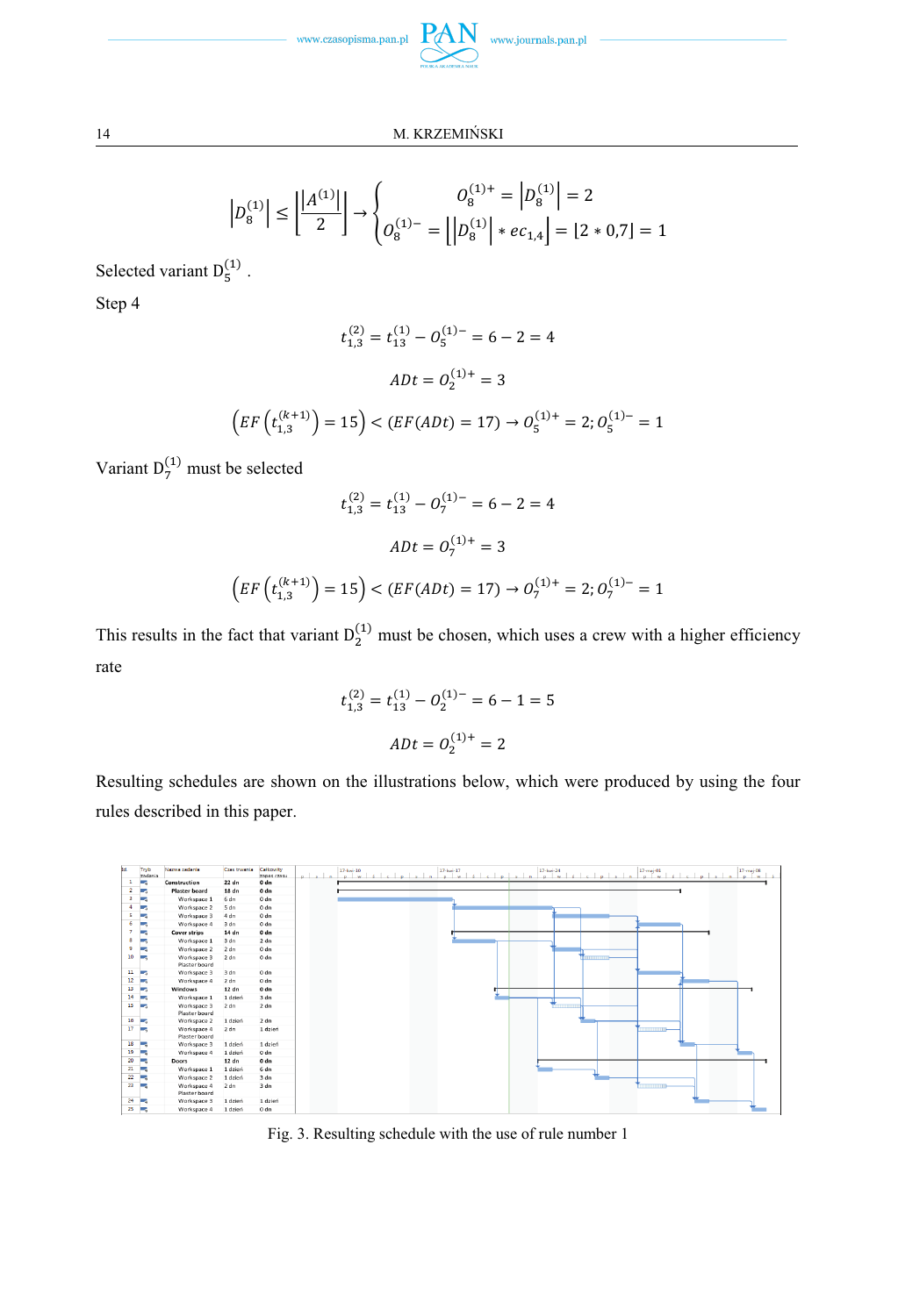$$\left|D_8^{(1)}\right| \le \left\lceil \frac{\left|A^{(1)}\right|}{2} \right\rceil \rightarrow \begin{cases} O_8^{(1)+} = \left|D_8^{(1)}\right| = 2 \\ O_8^{(1)-} = \left\lfloor \left|D_8^{(1)}\right| * ec_{1,4} \right\rfloor = \lfloor 2 * 0{,}7 \rfloor = 1 \end{cases}$$

Selected variant $D_5^{(1)}$ .

Step 4

$$t_{1,3}^{(2)} = t_{13}^{(1)} - O_5^{(1)-} = 6 - 2 = 4$$

$$ADt = O_2^{(1)+} = 3$$

$$\left(EF\left(t_{1,3}^{(k+1)}\right) = 15\right) < (EF(ADt) = 17) \rightarrow O_5^{(1)+} = 2; O_5^{(1)-} = 1$$

Variant $D_7^{(1)}$ must be selected

$$t_{1,3}^{(2)} = t_{13}^{(1)} - O_7^{(1)-} = 6 - 2 = 4$$

$$ADt = O_7^{(1)+} = 3$$

$$\left(EF\left(t_{1,3}^{(k+1)}\right) = 15\right) < (EF(ADt) = 17) \rightarrow O_7^{(1)+} = 2; O_7^{(1)-} = 1$$

This results in the fact that variant $D_2^{(1)}$ must be chosen, which uses a crew with a higher efficiency rate

$$t_{1,3}^{(2)} = t_{13}^{(1)} - O_2^{(1)-} = 6 - 1 = 5$$

$$ADt = O_2^{(1)+} = 2$$

Resulting schedules are shown on the illustrations below, which were produced by using the four rules described in this paper.

Fig. 3. Resulting schedule with the use of rule number 1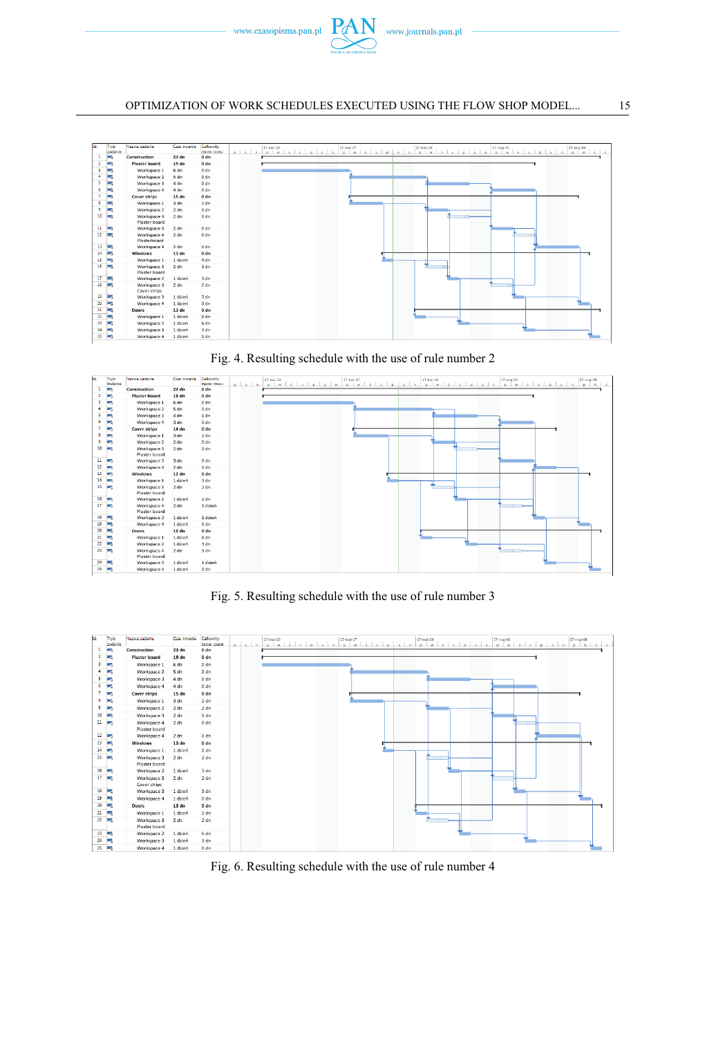Fig. 4. Resulting schedule with the use of rule number 2

Fig. 5. Resulting schedule with the use of rule number 3

Fig. 6. Resulting schedule with the use of rule number 4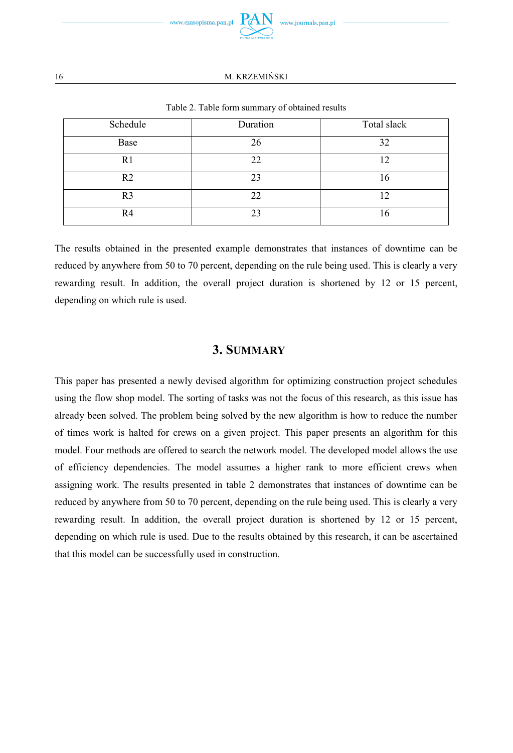Table 2. Table form summary of obtained results

| Schedule | Duration | Total slack |
|---|---|---|
| Base | 26 | 32 |
| R1 | 22 | 12 |
| R2 | 23 | 16 |
| R3 | 22 | 12 |
| R4 | 23 | 16 |

The results obtained in the presented example demonstrates that instances of downtime can be reduced by anywhere from 50 to 70 percent, depending on the rule being used. This is clearly a very rewarding result. In addition, the overall project duration is shortened by 12 or 15 percent, depending on which rule is used.

## 3. SUMMARY

This paper has presented a newly devised algorithm for optimizing construction project schedules using the flow shop model. The sorting of tasks was not the focus of this research, as this issue has already been solved. The problem being solved by the new algorithm is how to reduce the number of times work is halted for crews on a given project. This paper presents an algorithm for this model. Four methods are offered to search the network model. The developed model allows the use of efficiency dependencies. The model assumes a higher rank to more efficient crews when assigning work. The results presented in table 2 demonstrates that instances of downtime can be reduced by anywhere from 50 to 70 percent, depending on the rule being used. This is clearly a very rewarding result. In addition, the overall project duration is shortened by 12 or 15 percent, depending on which rule is used. Due to the results obtained by this research, it can be ascertained that this model can be successfully used in construction.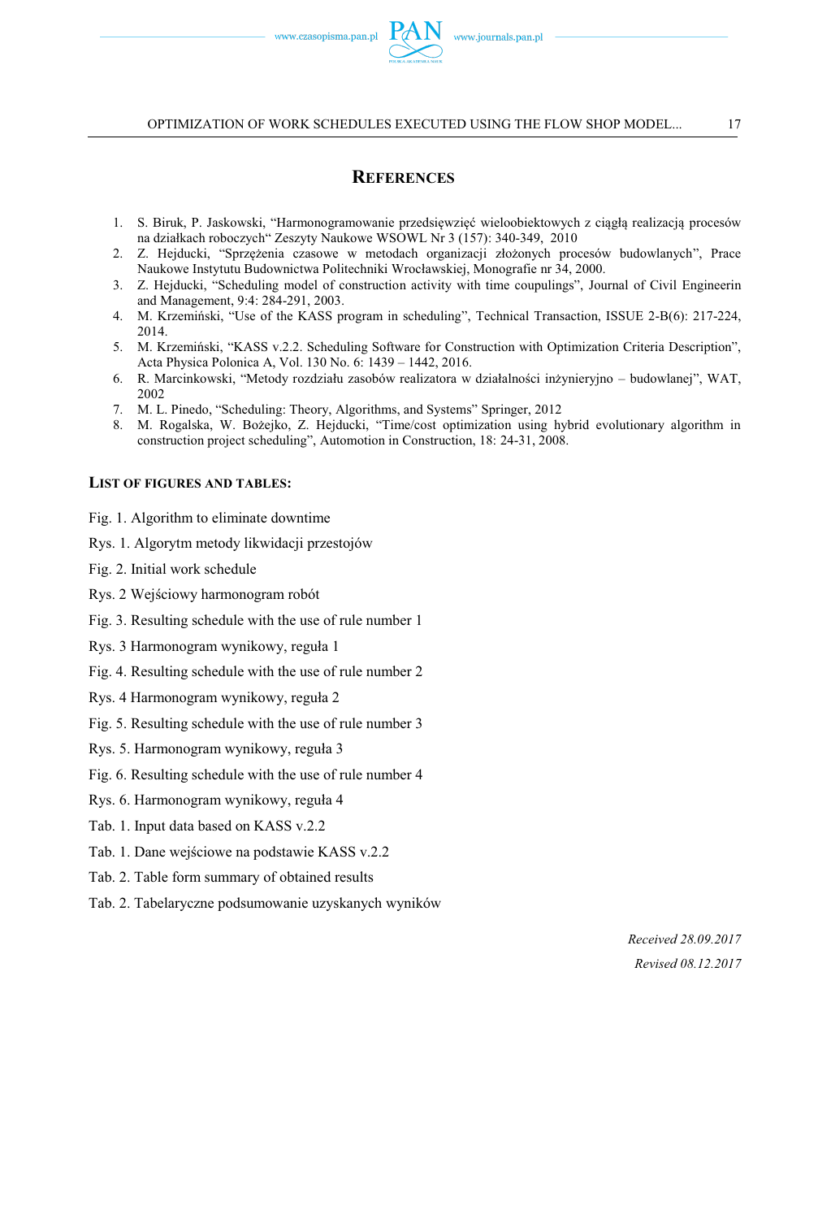## References

1. S. Biruk, P. Jaskowski, "Harmonogramowanie przedsięwzięć wieloobiektowych z ciągłą realizacją procesów na działkach roboczych" Zeszyty Naukowe WSOWL Nr 3 (157): 340-349, 2010
2. Z. Hejducki, "Sprzężenia czasowe w metodach organizacji złożonych procesów budowlanych", Prace Naukowe Instytutu Budownictwa Politechniki Wrocławskiej, Monografie nr 34, 2000.
3. Z. Hejducki, "Scheduling model of construction activity with time couplings", Journal of Civil Engineerin and Management, 9:4: 284-291, 2003.
4. M. Krzemiński, "Use of the KASS program in scheduling", Technical Transaction, ISSUE 2-B(6): 217-224, 2014.
5. M. Krzemiński, "KASS v.2.2. Scheduling Software for Construction with Optimization Criteria Description", Acta Physica Polonica A, Vol. 130 No. 6: 1439 – 1442, 2016.
6. R. Marcinkowski, "Metody rozdziału zasobów realizatora w działalności inżynieryjno – budowlanej", WAT, 2002
7. M. L. Pinedo, "Scheduling: Theory, Algorithms, and Systems" Springer, 2012
8. M. Rogalska, W. Bożejko, Z. Hejducki, "Time/cost optimization using hybrid evolutionary algorithm in construction project scheduling", Automotion in Construction, 18: 24-31, 2008.

### List of figures and tables:

Fig. 1. Algorithm to eliminate downtime

Rys. 1. Algorytm metody likwidacji przestojów

Fig. 2. Initial work schedule

Rys. 2 Wejściowy harmonogram robót

Fig. 3. Resulting schedule with the use of rule number 1

Rys. 3 Harmonogram wynikowy, reguła 1

Fig. 4. Resulting schedule with the use of rule number 2

Rys. 4 Harmonogram wynikowy, reguła 2

Fig. 5. Resulting schedule with the use of rule number 3

Rys. 5. Harmonogram wynikowy, reguła 3

Fig. 6. Resulting schedule with the use of rule number 4

Rys. 6. Harmonogram wynikowy, reguła 4

Tab. 1. Input data based on KASS v.2.2

Tab. 1. Dane wejściowe na podstawie KASS v.2.2

Tab. 2. Table form summary of obtained results

Tab. 2. Tabelaryczne podsumowanie uzyskanych wyników

*Received 28.09.2017*

*Revised 08.12.2017*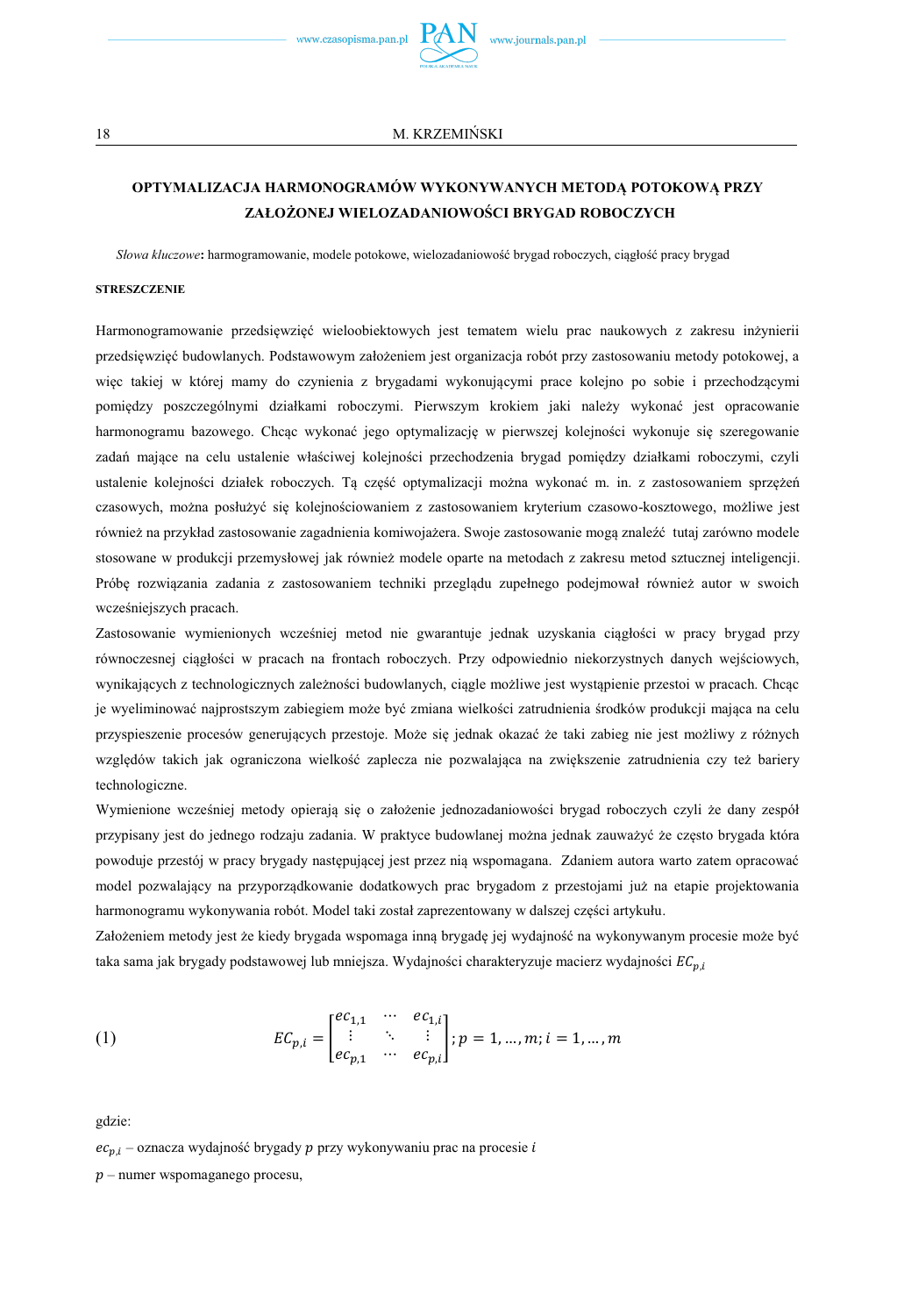## OPTYMALIZACJA HARMONOGRAMÓW WYKONYWANYCH METODĄ POTOKOWĄ PRZY ZAŁOŻONEJ WIELOZADANIOWOŚCI BRYGAD ROBOCZYCH

*Słowa kluczowe*: harmonogramowanie, modele potokowe, wielozadaniowość brygad roboczych, ciągłość pracy brygad

#### STRESZCZENIE

Harmonogramowanie przedsięwzięć wieloobiektowych jest tematem wielu prac naukowych z zakresu inżynierii przedsięwzięć budowlanych. Podstawowym założeniem jest organizacja robót przy zastosowaniu metody potokowej, a więc takiej w której mamy do czynienia z brygadami wykonującymi prace kolejno po sobie i przechodzącymi pomiędzy poszczególnymi działkami roboczymi. Pierwszym krokiem jaki należy wykonać jest opracowanie harmonogramu bazowego. Chcąc wykonać jego optymalizację w pierwszej kolejności wykonuje się szeregowanie zadań mające na celu ustalenie właściwej kolejności przechodzenia brygad pomiędzy działkami roboczymi, czyli ustalenie kolejności działek roboczych. Tą część optymalizacji można wykonać m. in. z zastosowaniem sprzężeń czasowych, można posłużyć się kolejnościowaniem z zastosowaniem kryterium czasowo-kosztowego, możliwe jest również na przykład zastosowanie zagadnienia komiwojażera. Swoje zastosowanie mogą znaleźć tutaj zarówno modele stosowane w produkcji przemysłowej jak również modele oparte na metodach z zakresu metod sztucznej inteligencji. Próbę rozwiązania zadania z zastosowaniem techniki przeglądu zupełnego podejmował również autor w swoich wcześniejszych pracach.

Zastosowanie wymienionych wcześniej metod nie gwarantuje jednak uzyskania ciągłości w pracy brygad przy równoczesnej ciągłości w pracach na frontach roboczych. Przy odpowiednio niekorzystnych danych wejściowych, wynikających z technologicznych zależności budowlanych, ciągle możliwe jest wystąpienie przestoi w pracach. Chcąc je wyeliminować najprostszym zabiegiem może być zmiana wielkości zatrudnienia środków produkcji mająca na celu przyspieszenie procesów generujących przestoje. Może się jednak okazać że taki zabieg nie jest możliwy z różnych względów takich jak ograniczona wielkość zaplecza nie pozwalająca na zwiększenie zatrudnienia czy też bariery technologiczne.

Wymienione wcześniej metody opierają się o założenie jednozadaniowości brygad roboczych czyli że dany zespół przypisany jest do jednego rodzaju zadania. W praktyce budowlanej można jednak zauważyć że często brygada która powoduje przestój w pracy brygady następującej jest przez nią wspomagana. Zdaniem autora warto zatem opracować model pozwalający na przyporządkowanie dodatkowych prac brygadom z przestojami już na etapie projektowania harmonogramu wykonywania robót. Model taki został zaprezentowany w dalszej części artykułu.

Założeniem metody jest że kiedy brygada wspomaga inną brygadę jej wydajność na wykonywanym procesie może być taka sama jak brygady podstawowej lub mniejsza. Wydajności charakteryzuje macierz wydajności $EC_{p,i}$

$$EC_{p,i} = \begin{bmatrix} ec_{1,1} & \cdots & ec_{1,i} \\ \vdots & \ddots & \vdots \\ ec_{p,1} & \cdots & ec_{p,i} \end{bmatrix}; p = 1, \ldots, m; i = 1, \ldots, m \quad (1)$$

gdzie:

$ec_{p,i}$ – oznacza wydajność brygady $p$ przy wykonywaniu prac na procesie $i$

$p$ – numer wspomaganego procesu,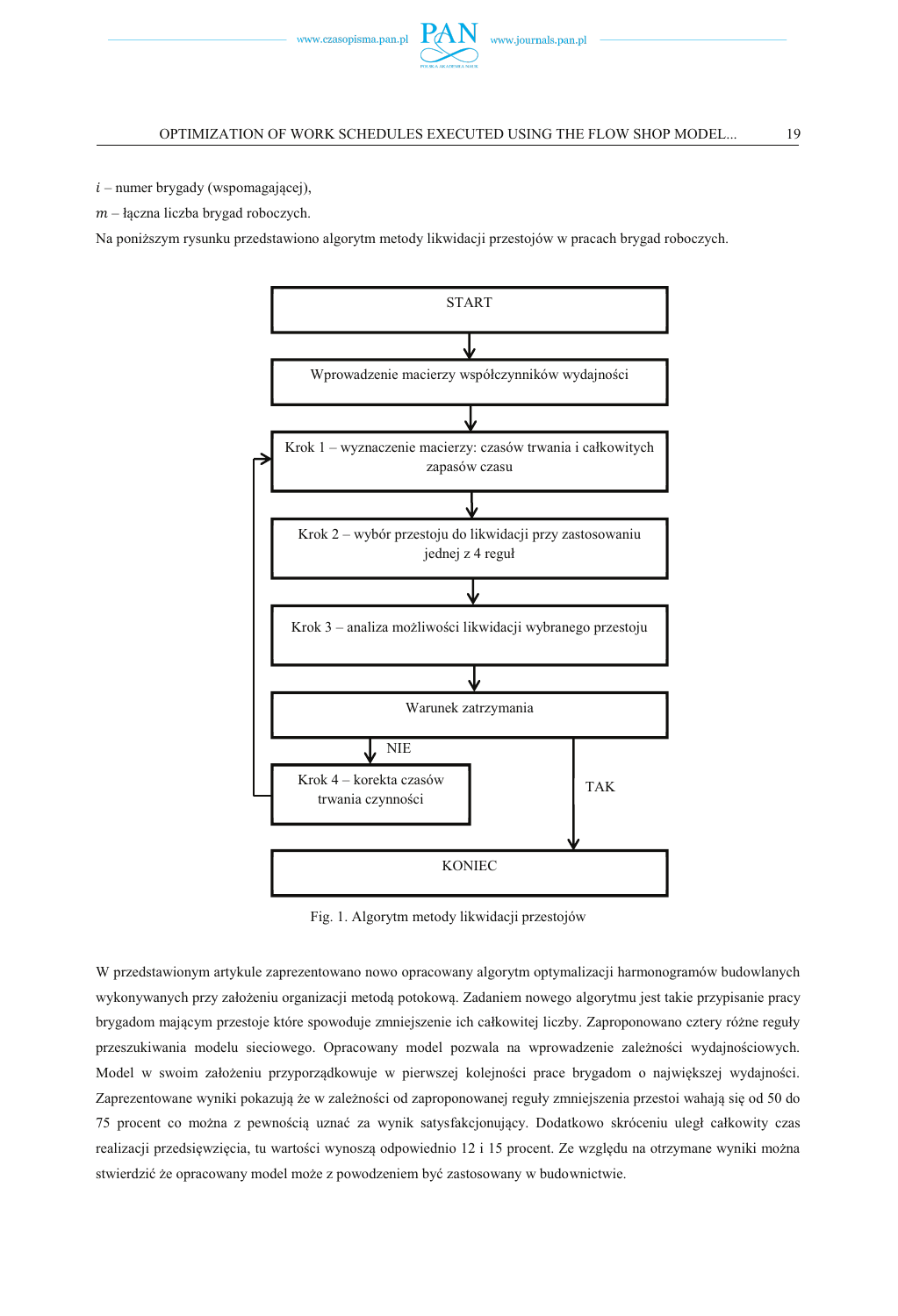$i$ – numer brygady (wspomagającej),

$m$ – łączna liczba brygad roboczych.

Na poniższym rysunku przedstawiono algorytm metody likwidacji przestojów w pracach brygad roboczych.

START

Wprowadzenie macierzy współczynników wydajności

Krok 1 – wyznaczenie macierzy: czasów trwania i całkowitych zapasów czasu

Krok 2 – wybór przestoju do likwidacji przy zastosowaniu jednej z 4 reguł

Krok 3 – analiza możliwości likwidacji wybranego przestoju

Warunek zatrzymania

NIE

Krok 4 – korekta czasów trwania czynności

TAK

KONIEC

Fig. 1. Algorytm metody likwidacji przestojów

W przedstawionym artykule zaprezentowano nowo opracowany algorytm optymalizacji harmonogramów budowlanych wykonywanych przy założeniu organizacji metodą potokową. Zadaniem nowego algorytmu jest takie przypisanie pracy brygadom mającym przestoje które spowoduje zmniejszenie ich całkowitej liczby. Zaproponowano cztery różne reguły przeszukiwania modelu sieciowego. Opracowany model pozwala na wprowadzenie zależności wydajnościowych. Model w swoim założeniu przyporządkowuje w pierwszej kolejności prace brygadom o największej wydajności. Zaprezentowane wyniki pokazują że w zależności od zaproponowanej reguły zmniejszenia przestoi wahają się od 50 do 75 procent co można z pewnością uznać za wynik satysfakcjonujący. Dodatkowo skróceniu uległ całkowity czas realizacji przedsięwzięcia, tu wartości wynoszą odpowiednio 12 i 15 procent. Ze względu na otrzymane wyniki można stwierdzić że opracowany model może z powodzeniem być zastosowany w budownictwie.